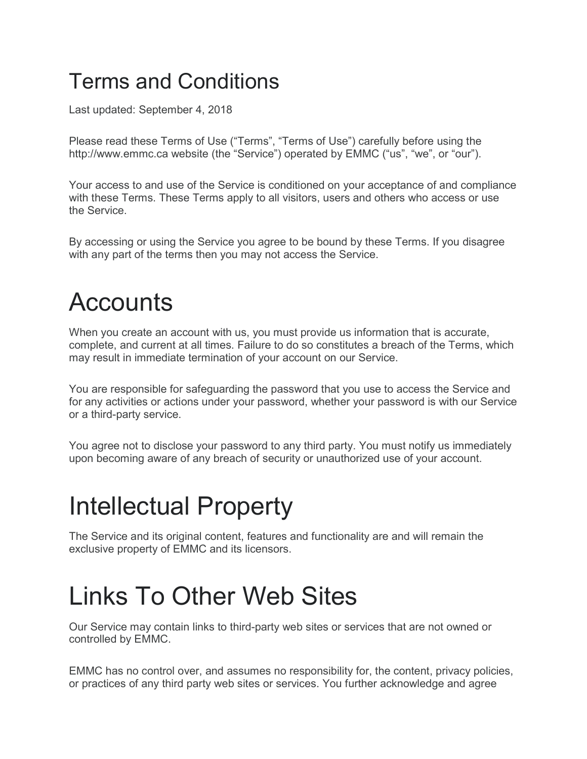# Terms and Conditions

Last updated: September 4, 2018

Please read these Terms of Use ("Terms", "Terms of Use") carefully before using the http://www.emmc.ca website (the "Service") operated by EMMC ("us", "we", or "our").

Your access to and use of the Service is conditioned on your acceptance of and compliance with these Terms. These Terms apply to all visitors, users and others who access or use the Service.

By accessing or using the Service you agree to be bound by these Terms. If you disagree with any part of the terms then you may not access the Service.

# Accounts

When you create an account with us, you must provide us information that is accurate, complete, and current at all times. Failure to do so constitutes a breach of the Terms, which may result in immediate termination of your account on our Service.

You are responsible for safeguarding the password that you use to access the Service and for any activities or actions under your password, whether your password is with our Service or a third-party service.

You agree not to disclose your password to any third party. You must notify us immediately upon becoming aware of any breach of security or unauthorized use of your account.

# Intellectual Property

The Service and its original content, features and functionality are and will remain the exclusive property of EMMC and its licensors.

# Links To Other Web Sites

Our Service may contain links to third-party web sites or services that are not owned or controlled by EMMC.

EMMC has no control over, and assumes no responsibility for, the content, privacy policies, or practices of any third party web sites or services. You further acknowledge and agree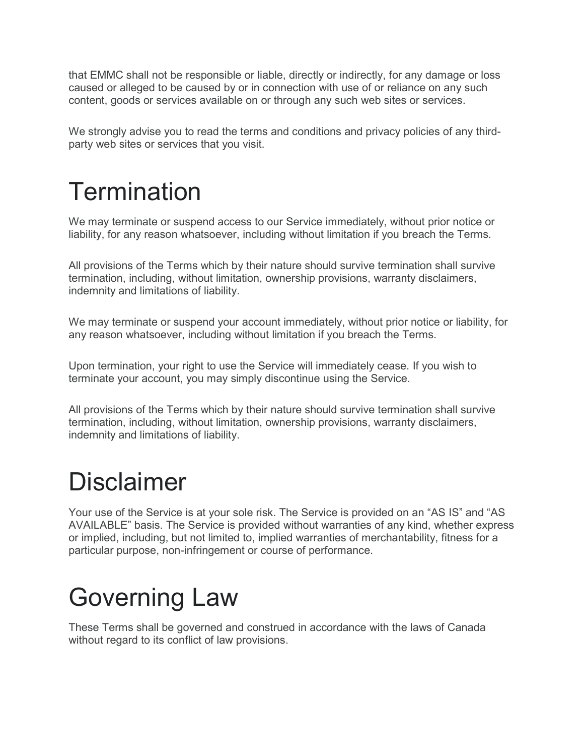that EMMC shall not be responsible or liable, directly or indirectly, for any damage or loss caused or alleged to be caused by or in connection with use of or reliance on any such content, goods or services available on or through any such web sites or services.

We strongly advise you to read the terms and conditions and privacy policies of any third-party web sites or services that you visit.

# Termination

We may terminate or suspend access to our Service immediately, without prior notice or liability, for any reason whatsoever, including without limitation if you breach the Terms.

All provisions of the Terms which by their nature should survive termination shall survive termination, including, without limitation, ownership provisions, warranty disclaimers, indemnity and limitations of liability.

We may terminate or suspend your account immediately, without prior notice or liability, for any reason whatsoever, including without limitation if you breach the Terms.

Upon termination, your right to use the Service will immediately cease. If you wish to terminate your account, you may simply discontinue using the Service.

All provisions of the Terms which by their nature should survive termination shall survive termination, including, without limitation, ownership provisions, warranty disclaimers, indemnity and limitations of liability.

# Disclaimer

Your use of the Service is at your sole risk. The Service is provided on an “AS IS” and “AS AVAILABLE” basis. The Service is provided without warranties of any kind, whether express or implied, including, but not limited to, implied warranties of merchantability, fitness for a particular purpose, non-infringement or course of performance.

# Governing Law

These Terms shall be governed and construed in accordance with the laws of Canada without regard to its conflict of law provisions.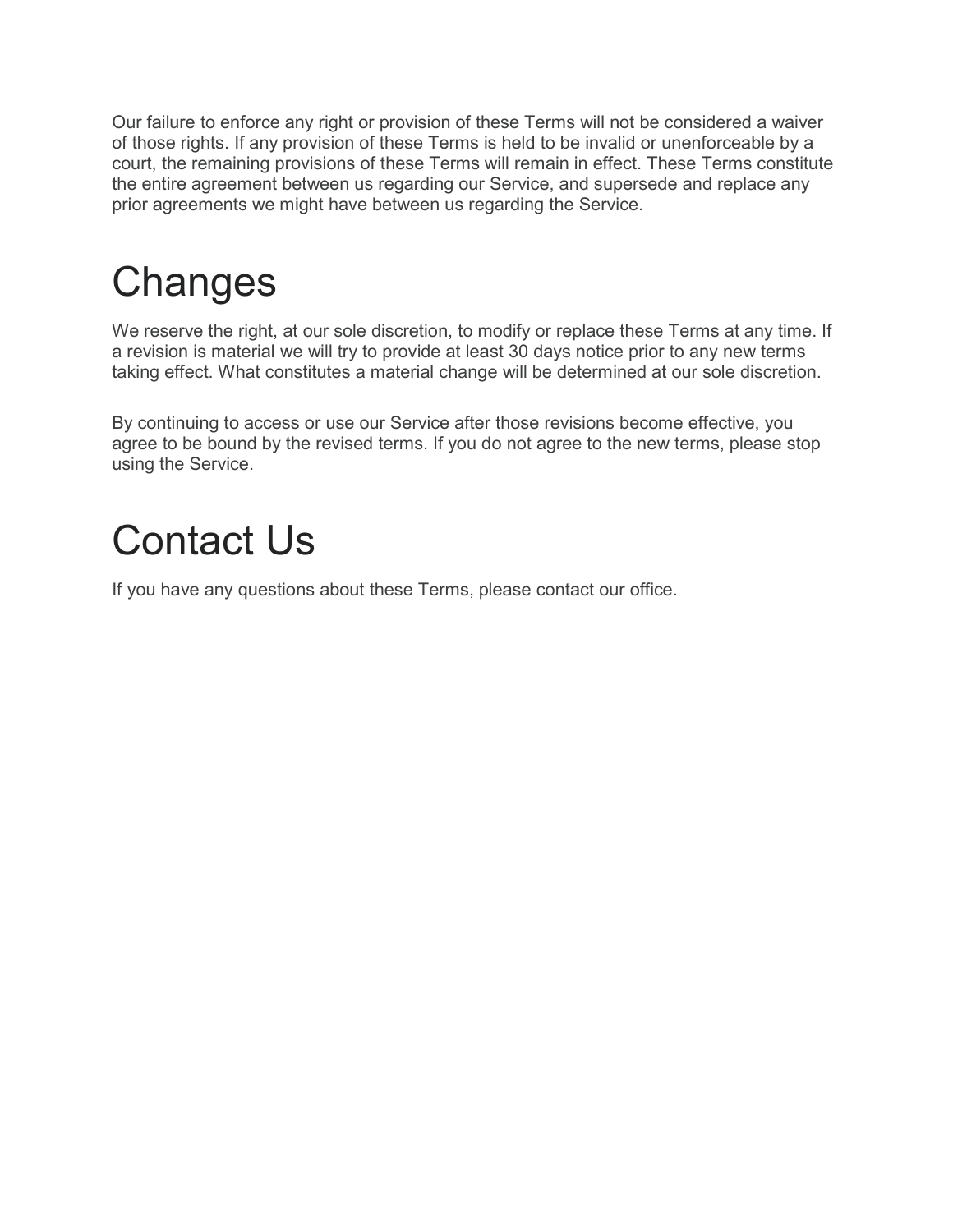Our failure to enforce any right or provision of these Terms will not be considered a waiver of those rights. If any provision of these Terms is held to be invalid or unenforceable by a court, the remaining provisions of these Terms will remain in effect. These Terms constitute the entire agreement between us regarding our Service, and supersede and replace any prior agreements we might have between us regarding the Service.

# Changes

We reserve the right, at our sole discretion, to modify or replace these Terms at any time. If a revision is material we will try to provide at least 30 days notice prior to any new terms taking effect. What constitutes a material change will be determined at our sole discretion.

By continuing to access or use our Service after those revisions become effective, you agree to be bound by the revised terms. If you do not agree to the new terms, please stop using the Service.

# Contact Us

If you have any questions about these Terms, please contact our office.